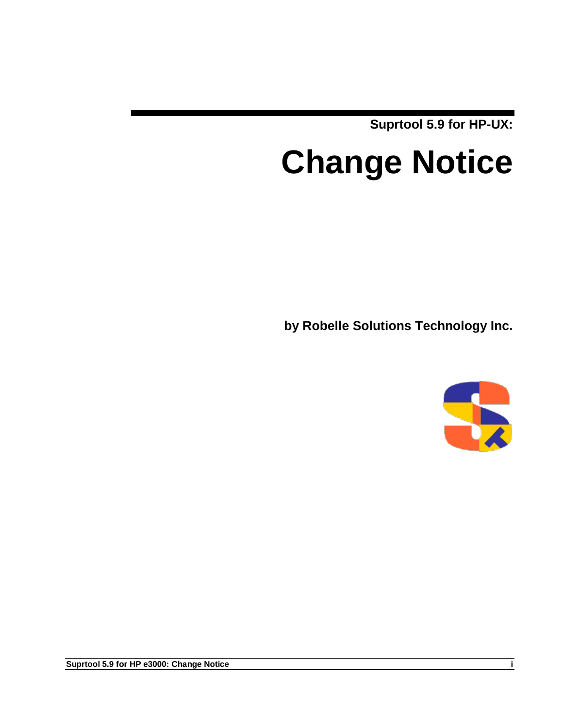Suprtool 5.9 for HP-UX:

# Change Notice

**by Robelle Solutions Technology Inc.**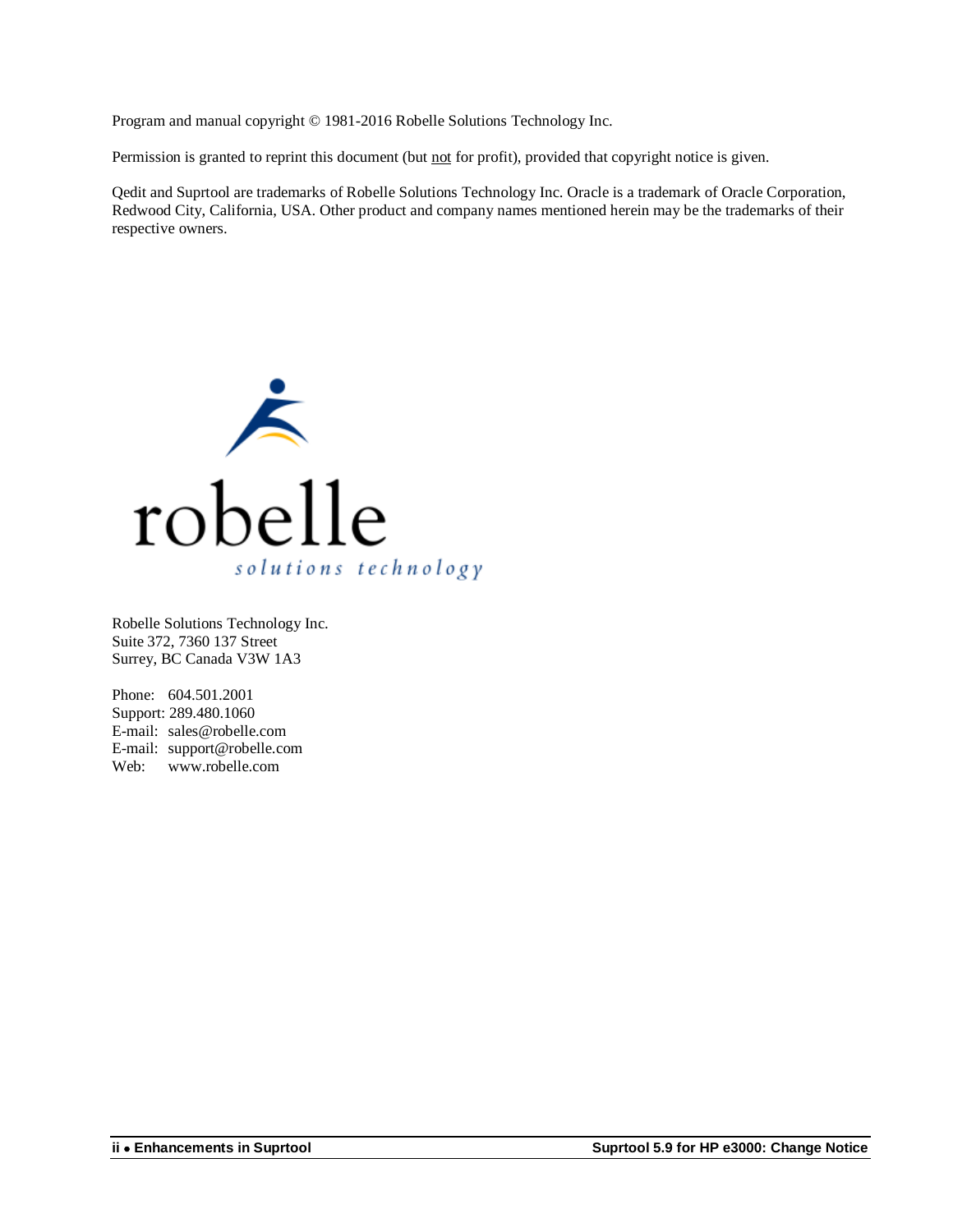Program and manual copyright © 1981-2016 Robelle Solutions Technology Inc.

Permission is granted to reprint this document (but not for profit), provided that copyright notice is given.

Qedit and Suprtool are trademarks of Robelle Solutions Technology Inc. Oracle is a trademark of Oracle Corporation, Redwood City, California, USA. Other product and company names mentioned herein may be the trademarks of their respective owners.

robelle
solutions technology

Robelle Solutions Technology Inc.
Suite 372, 7360 137 Street
Surrey, BC Canada V3W 1A3

Phone: 604.501.2001
Support: 289.480.1060
E-mail: sales@robelle.com
E-mail: support@robelle.com
Web: www.robelle.com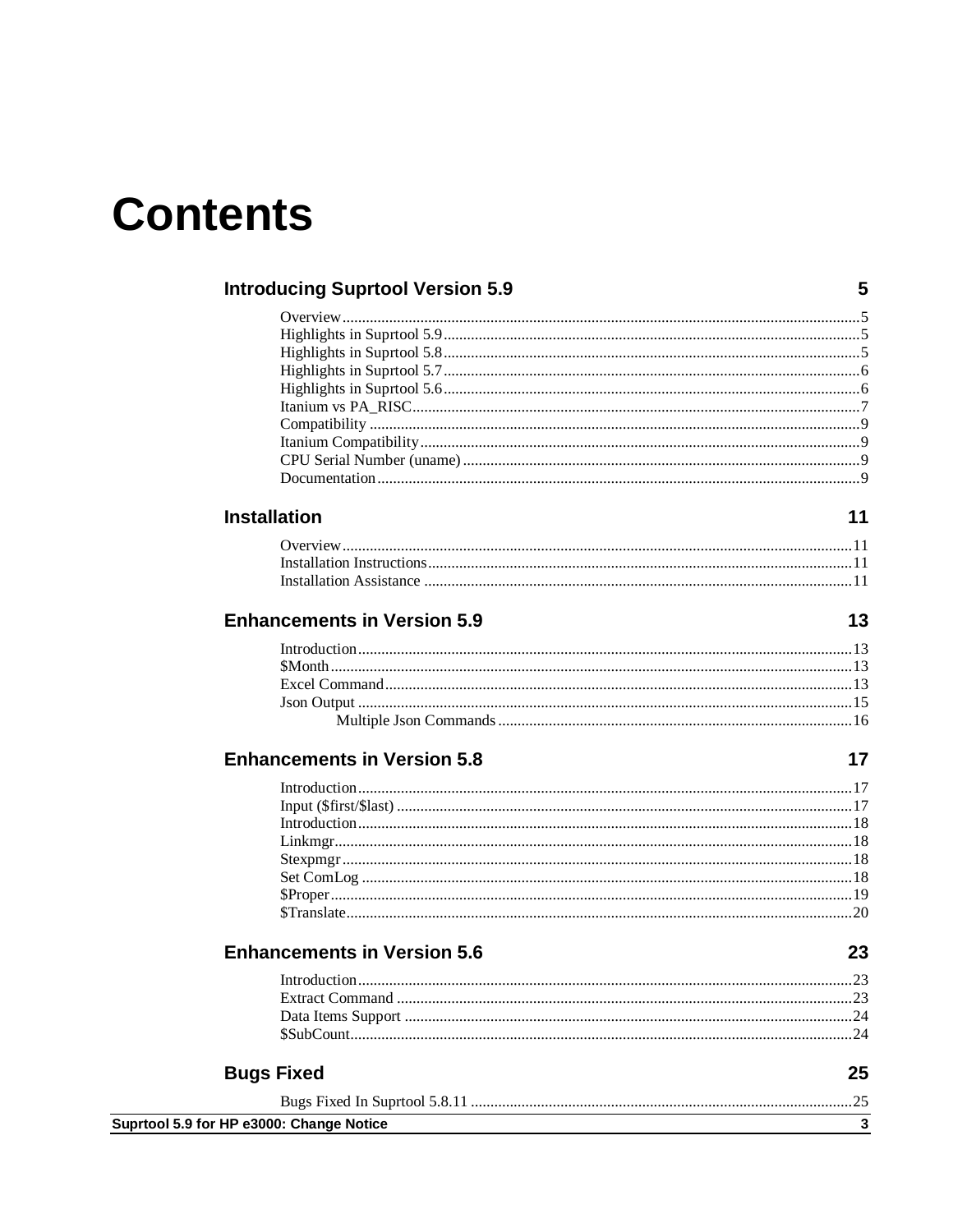# Contents

## Introducing Suprtool Version 5.9 — 5

- Overview .......... 5
- Highlights in Suprtool 5.9 .......... 5
- Highlights in Suprtool 5.8 .......... 5
- Highlights in Suprtool 5.7 .......... 6
- Highlights in Suprtool 5.6 .......... 6
- Itanium vs PA_RISC .......... 7
- Compatibility .......... 9
- Itanium Compatibility .......... 9
- CPU Serial Number (uname) .......... 9
- Documentation .......... 9

## Installation — 11

- Overview .......... 11
- Installation Instructions .......... 11
- Installation Assistance .......... 11

## Enhancements in Version 5.9 — 13

- Introduction .......... 13
- $Month .......... 13
- Excel Command .......... 13
- Json Output .......... 15
  - Multiple Json Commands .......... 16

## Enhancements in Version 5.8 — 17

- Introduction .......... 17
- Input ($first/$last) .......... 17
- Introduction .......... 18
- Linkmgr .......... 18
- Stexpmgr .......... 18
- Set ComLog .......... 18
- $Proper .......... 19
- $Translate .......... 20

## Enhancements in Version 5.6 — 23

- Introduction .......... 23
- Extract Command .......... 23
- Data Items Support .......... 24
- $SubCount .......... 24

## Bugs Fixed — 25

- Bugs Fixed In Suprtool 5.8.11 .......... 25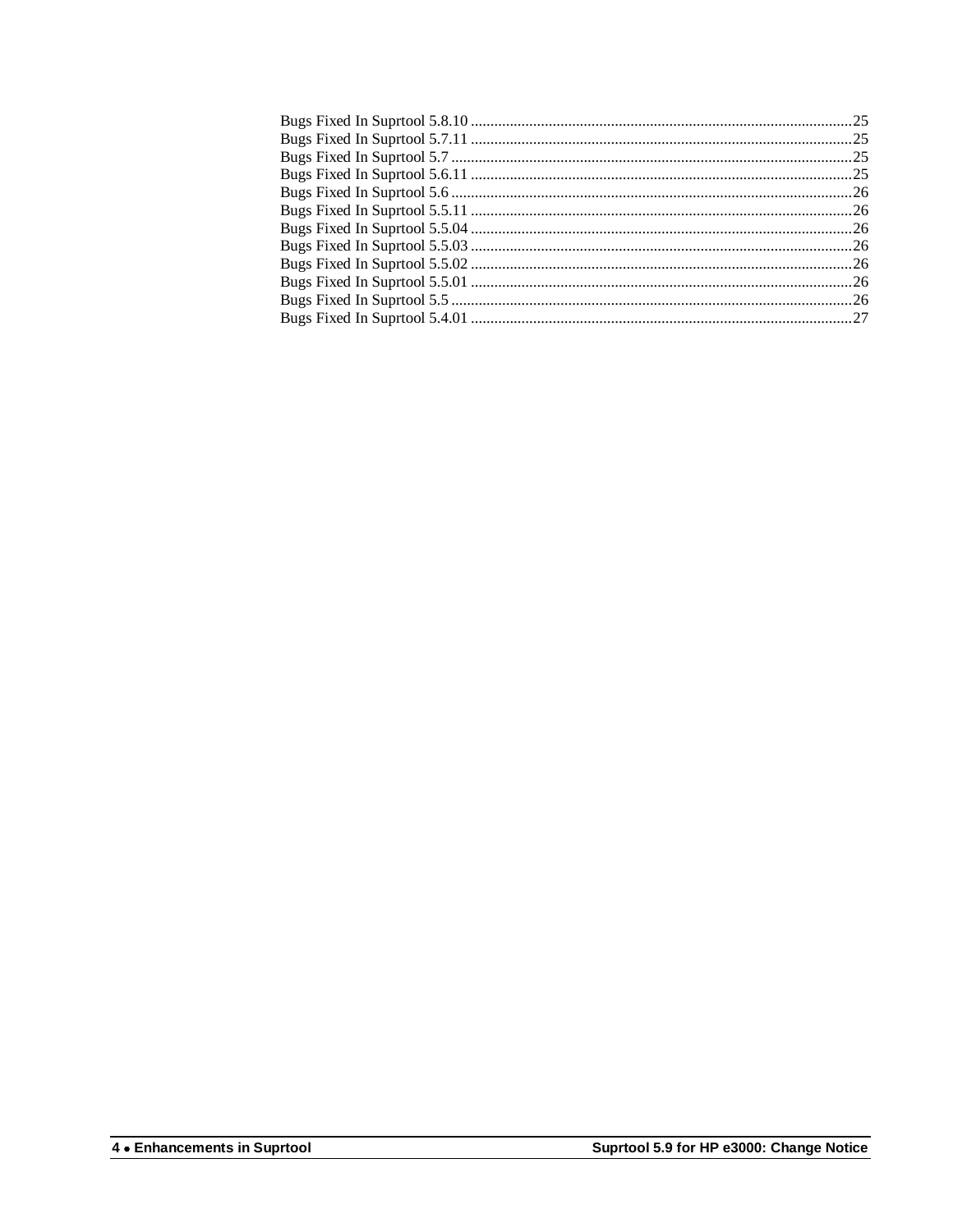Bugs Fixed In Suprtool 5.8.10 .....................................................................................................25
Bugs Fixed In Suprtool 5.7.11 .....................................................................................................25
Bugs Fixed In Suprtool 5.7 ..........................................................................................................25
Bugs Fixed In Suprtool 5.6.11 .....................................................................................................25
Bugs Fixed In Suprtool 5.6 ..........................................................................................................26
Bugs Fixed In Suprtool 5.5.11 .....................................................................................................26
Bugs Fixed In Suprtool 5.5.04 .....................................................................................................26
Bugs Fixed In Suprtool 5.5.03 .....................................................................................................26
Bugs Fixed In Suprtool 5.5.02 .....................................................................................................26
Bugs Fixed In Suprtool 5.5.01 .....................................................................................................26
Bugs Fixed In Suprtool 5.5 ..........................................................................................................26
Bugs Fixed In Suprtool 5.4.01 .....................................................................................................27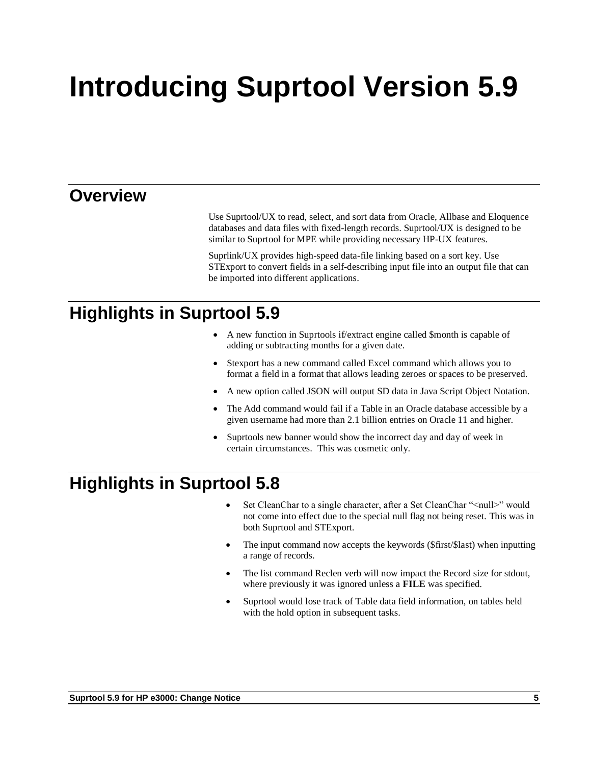# Introducing Suprtool Version 5.9

## Overview

Use Suprtool/UX to read, select, and sort data from Oracle, Allbase and Eloquence databases and data files with fixed-length records. Suprtool/UX is designed to be similar to Suprtool for MPE while providing necessary HP-UX features.

Suprlink/UX provides high-speed data-file linking based on a sort key. Use STExport to convert fields in a self-describing input file into an output file that can be imported into different applications.

## Highlights in Suprtool 5.9

- A new function in Suprtools if/extract engine called $month is capable of adding or subtracting months for a given date.
- Stexport has a new command called Excel command which allows you to format a field in a format that allows leading zeroes or spaces to be preserved.
- A new option called JSON will output SD data in Java Script Object Notation.
- The Add command would fail if a Table in an Oracle database accessible by a given username had more than 2.1 billion entries on Oracle 11 and higher.
- Suprtools new banner would show the incorrect day and day of week in certain circumstances. This was cosmetic only.

## Highlights in Suprtool 5.8

- Set CleanChar to a single character, after a Set CleanChar "<null>" would not come into effect due to the special null flag not being reset. This was in both Suprtool and STExport.
- The input command now accepts the keywords ($first/$last) when inputting a range of records.
- The list command Reclen verb will now impact the Record size for stdout, where previously it was ignored unless a **FILE** was specified.
- Suprtool would lose track of Table data field information, on tables held with the hold option in subsequent tasks.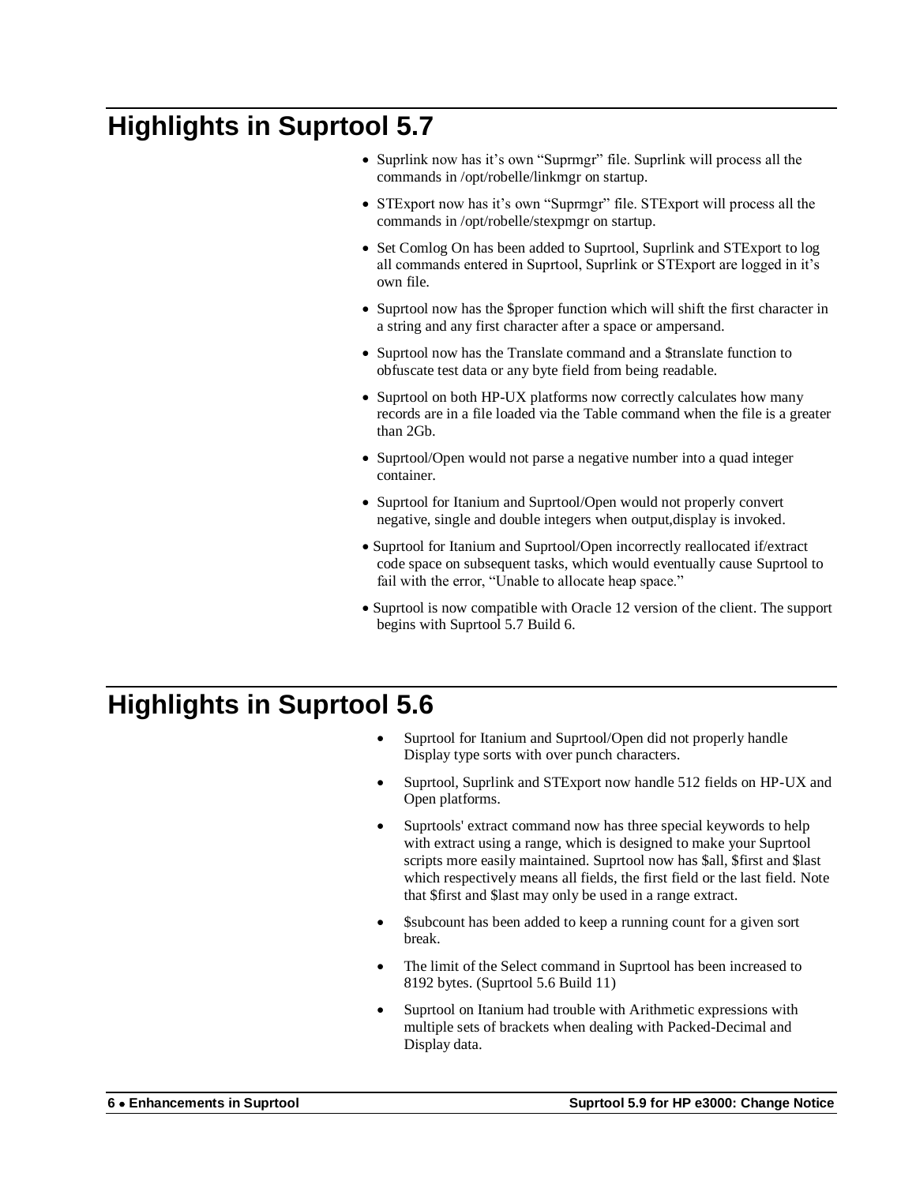# Highlights in Suprtool 5.7

- Suprlink now has it's own "Suprmgr" file. Suprlink will process all the commands in /opt/robelle/linkmgr on startup.
- STExport now has it's own "Suprmgr" file. STExport will process all the commands in /opt/robelle/stexpmgr on startup.
- Set Comlog On has been added to Suprtool, Suprlink and STExport to log all commands entered in Suprtool, Suprlink or STExport are logged in it's own file.
- Suprtool now has the $proper function which will shift the first character in a string and any first character after a space or ampersand.
- Suprtool now has the Translate command and a $translate function to obfuscate test data or any byte field from being readable.
- Suprtool on both HP-UX platforms now correctly calculates how many records are in a file loaded via the Table command when the file is a greater than 2Gb.
- Suprtool/Open would not parse a negative number into a quad integer container.
- Suprtool for Itanium and Suprtool/Open would not properly convert negative, single and double integers when output,display is invoked.
- Suprtool for Itanium and Suprtool/Open incorrectly reallocated if/extract code space on subsequent tasks, which would eventually cause Suprtool to fail with the error, "Unable to allocate heap space."
- Suprtool is now compatible with Oracle 12 version of the client. The support begins with Suprtool 5.7 Build 6.

# Highlights in Suprtool 5.6

- Suprtool for Itanium and Suprtool/Open did not properly handle Display type sorts with over punch characters.
- Suprtool, Suprlink and STExport now handle 512 fields on HP-UX and Open platforms.
- Suprtools' extract command now has three special keywords to help with extract using a range, which is designed to make your Suprtool scripts more easily maintained. Suprtool now has $all, $first and $last which respectively means all fields, the first field or the last field. Note that $first and $last may only be used in a range extract.
- $subcount has been added to keep a running count for a given sort break.
- The limit of the Select command in Suprtool has been increased to 8192 bytes. (Suprtool 5.6 Build 11)
- Suprtool on Itanium had trouble with Arithmetic expressions with multiple sets of brackets when dealing with Packed-Decimal and Display data.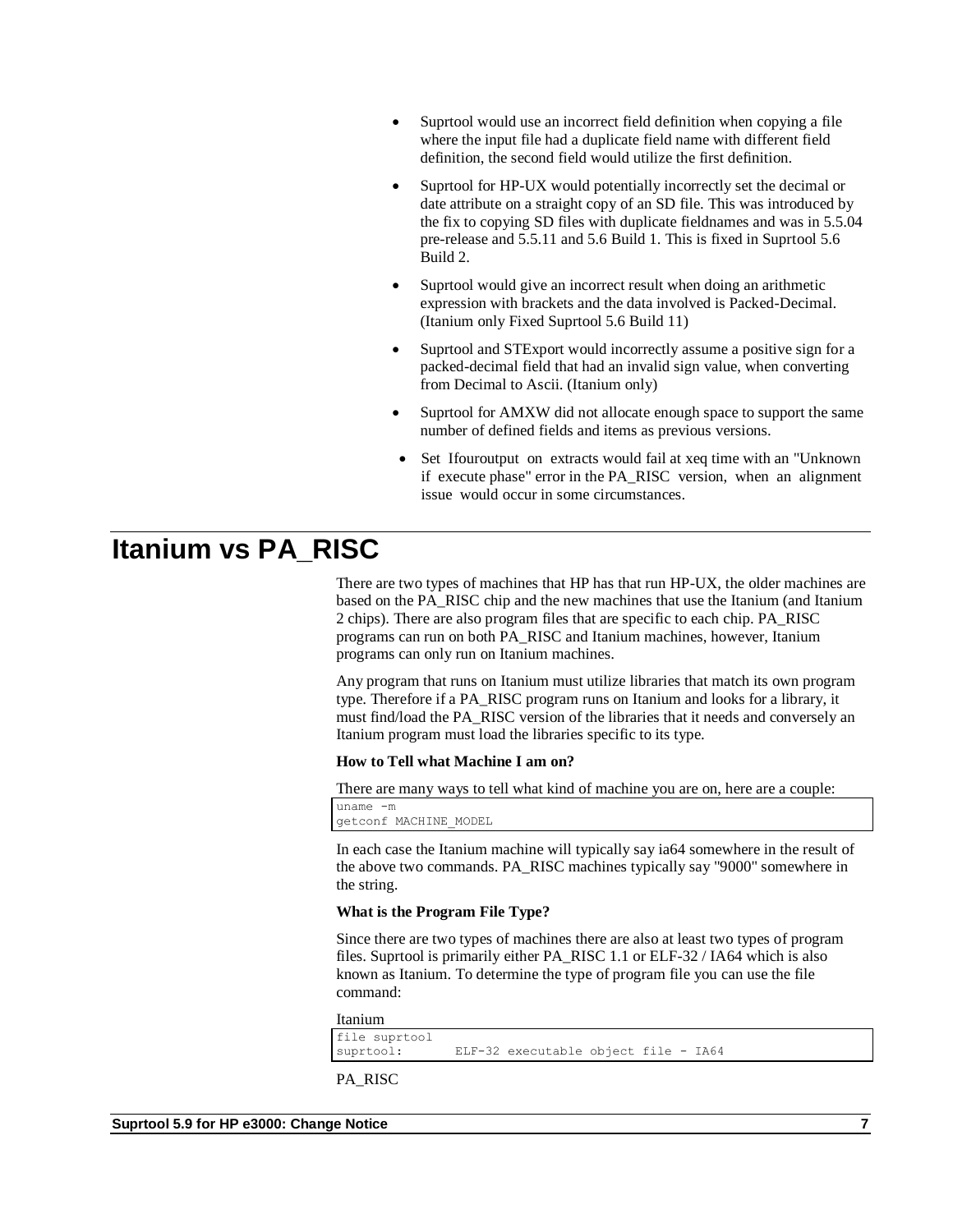- Suprtool would use an incorrect field definition when copying a file where the input file had a duplicate field name with different field definition, the second field would utilize the first definition.
- Suprtool for HP-UX would potentially incorrectly set the decimal or date attribute on a straight copy of an SD file. This was introduced by the fix to copying SD files with duplicate fieldnames and was in 5.5.04 pre-release and 5.5.11 and 5.6 Build 1. This is fixed in Suprtool 5.6 Build 2.
- Suprtool would give an incorrect result when doing an arithmetic expression with brackets and the data involved is Packed-Decimal. (Itanium only Fixed Suprtool 5.6 Build 11)
- Suprtool and STExport would incorrectly assume a positive sign for a packed-decimal field that had an invalid sign value, when converting from Decimal to Ascii. (Itanium only)
- Suprtool for AMXW did not allocate enough space to support the same number of defined fields and items as previous versions.
- Set Ifouroutput on extracts would fail at xeq time with an "Unknown if execute phase" error in the PA_RISC version, when an alignment issue would occur in some circumstances.

# Itanium vs PA_RISC

There are two types of machines that HP has that run HP-UX, the older machines are based on the PA_RISC chip and the new machines that use the Itanium (and Itanium 2 chips). There are also program files that are specific to each chip. PA_RISC programs can run on both PA_RISC and Itanium machines, however, Itanium programs can only run on Itanium machines.

Any program that runs on Itanium must utilize libraries that match its own program type. Therefore if a PA_RISC program runs on Itanium and looks for a library, it must find/load the PA_RISC version of the libraries that it needs and conversely an Itanium program must load the libraries specific to its type.

**How to Tell what Machine I am on?**

There are many ways to tell what kind of machine you are on, here are a couple:

```
uname -m
getconf MACHINE_MODEL
```

In each case the Itanium machine will typically say ia64 somewhere in the result of the above two commands. PA_RISC machines typically say "9000" somewhere in the string.

**What is the Program File Type?**

Since there are two types of machines there are also at least two types of program files. Suprtool is primarily either PA_RISC 1.1 or ELF-32 / IA64 which is also known as Itanium. To determine the type of program file you can use the file command:

Itanium

```
file suprtool
suprtool:       ELF-32 executable object file - IA64
```

PA_RISC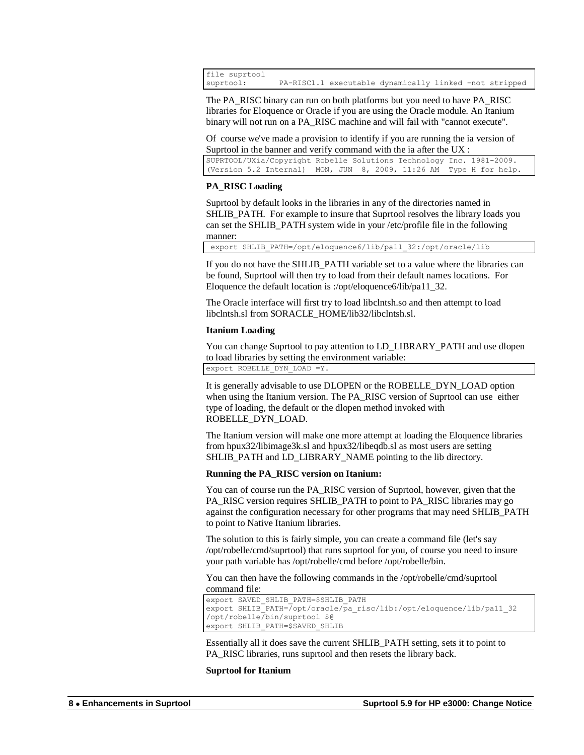```
file suprtool
suprtool:       PA-RISC1.1 executable dynamically linked -not stripped
```

The PA_RISC binary can run on both platforms but you need to have PA_RISC libraries for Eloquence or Oracle if you are using the Oracle module. An Itanium binary will not run on a PA_RISC machine and will fail with "cannot execute".

Of course we've made a provision to identify if you are running the ia version of Suprtool in the banner and verify command with the ia after the UX :

```
SUPRTOOL/UXia/Copyright Robelle Solutions Technology Inc. 1981-2009.
(Version 5.2 Internal)  MON, JUN  8, 2009, 11:26 AM  Type H for help.
```

**PA_RISC Loading**

Suprtool by default looks in the libraries in any of the directories named in SHLIB_PATH. For example to insure that Suprtool resolves the library loads you can set the SHLIB_PATH system wide in your /etc/profile file in the following manner:

```
 export SHLIB_PATH=/opt/eloquence6/lib/pa11_32:/opt/oracle/lib
```

If you do not have the SHLIB_PATH variable set to a value where the libraries can be found, Suprtool will then try to load from their default names locations. For Eloquence the default location is :/opt/eloquence6/lib/pa11_32.

The Oracle interface will first try to load libclntsh.so and then attempt to load libclntsh.sl from $ORACLE_HOME/lib32/libclntsh.sl.

**Itanium Loading**

You can change Suprtool to pay attention to LD_LIBRARY_PATH and use dlopen to load libraries by setting the environment variable:

```
export ROBELLE_DYN_LOAD =Y.
```

It is generally advisable to use DLOPEN or the ROBELLE_DYN_LOAD option when using the Itanium version. The PA_RISC version of Suprtool can use either type of loading, the default or the dlopen method invoked with ROBELLE_DYN_LOAD.

The Itanium version will make one more attempt at loading the Eloquence libraries from hpux32/libimage3k.sl and hpux32/libeqdb.sl as most users are setting SHLIB_PATH and LD_LIBRARY_NAME pointing to the lib directory.

**Running the PA_RISC version on Itanium:**

You can of course run the PA_RISC version of Suprtool, however, given that the PA_RISC version requires SHLIB_PATH to point to PA_RISC libraries may go against the configuration necessary for other programs that may need SHLIB_PATH to point to Native Itanium libraries.

The solution to this is fairly simple, you can create a command file (let's say /opt/robelle/cmd/suprtool) that runs suprtool for you, of course you need to insure your path variable has /opt/robelle/cmd before /opt/robelle/bin.

You can then have the following commands in the /opt/robelle/cmd/suprtool command file:

```
export SAVED_SHLIB_PATH=$SHLIB_PATH
export SHLIB_PATH=/opt/oracle/pa_risc/lib:/opt/eloquence/lib/pa11_32
/opt/robelle/bin/suprtool $@
export SHLIB_PATH=$SAVED_SHLIB
```

Essentially all it does save the current SHLIB_PATH setting, sets it to point to PA_RISC libraries, runs suprtool and then resets the library back.

**Suprtool for Itanium**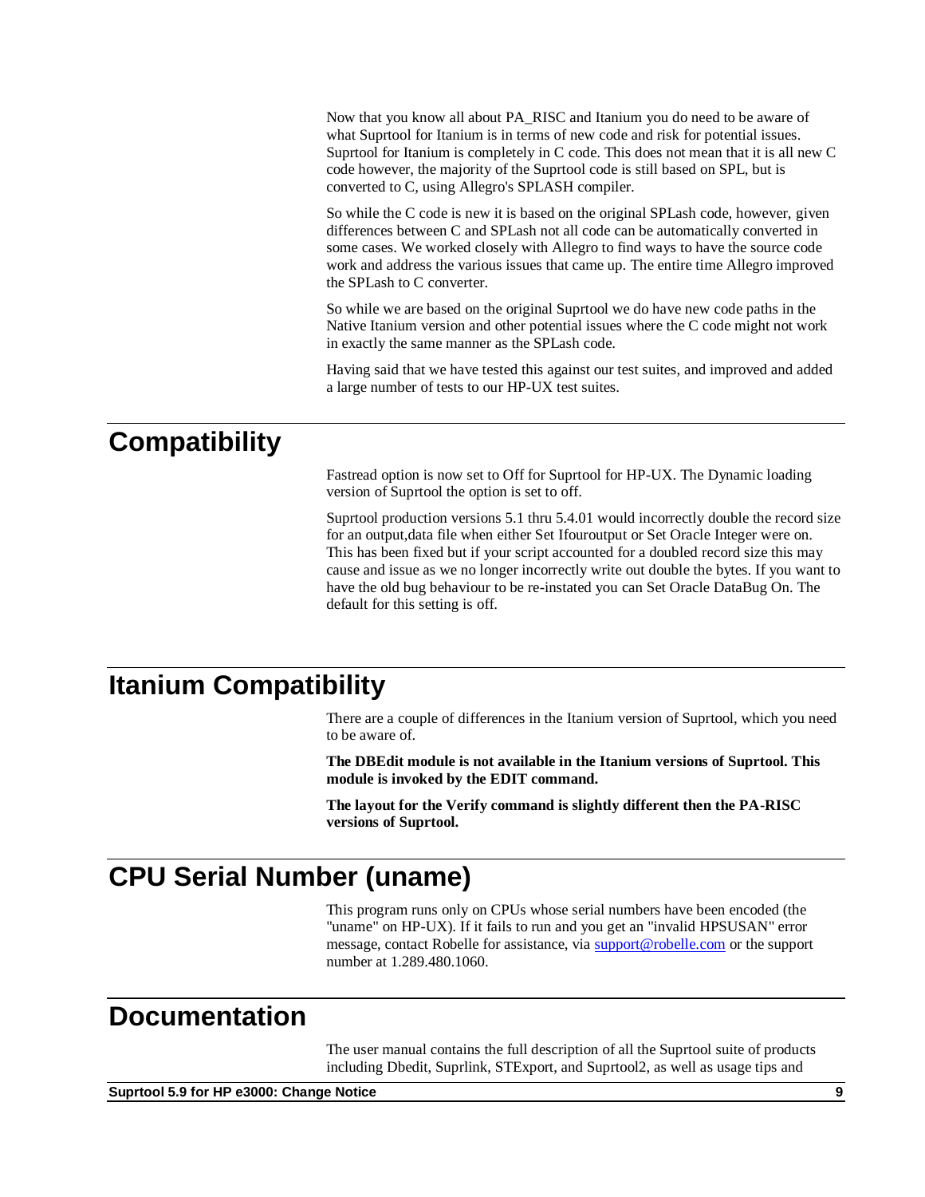Now that you know all about PA_RISC and Itanium you do need to be aware of what Suprtool for Itanium is in terms of new code and risk for potential issues. Suprtool for Itanium is completely in C code. This does not mean that it is all new C code however, the majority of the Suprtool code is still based on SPL, but is converted to C, using Allegro's SPLASH compiler.

So while the C code is new it is based on the original SPLash code, however, given differences between C and SPLash not all code can be automatically converted in some cases. We worked closely with Allegro to find ways to have the source code work and address the various issues that came up. The entire time Allegro improved the SPLash to C converter.

So while we are based on the original Suprtool we do have new code paths in the Native Itanium version and other potential issues where the C code might not work in exactly the same manner as the SPLash code.

Having said that we have tested this against our test suites, and improved and added a large number of tests to our HP-UX test suites.

# Compatibility

Fastread option is now set to Off for Suprtool for HP-UX. The Dynamic loading version of Suprtool the option is set to off.

Suprtool production versions 5.1 thru 5.4.01 would incorrectly double the record size for an output,data file when either Set Ifouroutput or Set Oracle Integer were on. This has been fixed but if your script accounted for a doubled record size this may cause and issue as we no longer incorrectly write out double the bytes. If you want to have the old bug behaviour to be re-instated you can Set Oracle DataBug On. The default for this setting is off.

# Itanium Compatibility

There are a couple of differences in the Itanium version of Suprtool, which you need to be aware of.

**The DBEdit module is not available in the Itanium versions of Suprtool. This module is invoked by the EDIT command.**

**The layout for the Verify command is slightly different then the PA-RISC versions of Suprtool.**

# CPU Serial Number (uname)

This program runs only on CPUs whose serial numbers have been encoded (the "uname" on HP-UX). If it fails to run and you get an "invalid HPSUSAN" error message, contact Robelle for assistance, via support@robelle.com or the support number at 1.289.480.1060.

# Documentation

The user manual contains the full description of all the Suprtool suite of products including Dbedit, Suprlink, STExport, and Suprtool2, as well as usage tips and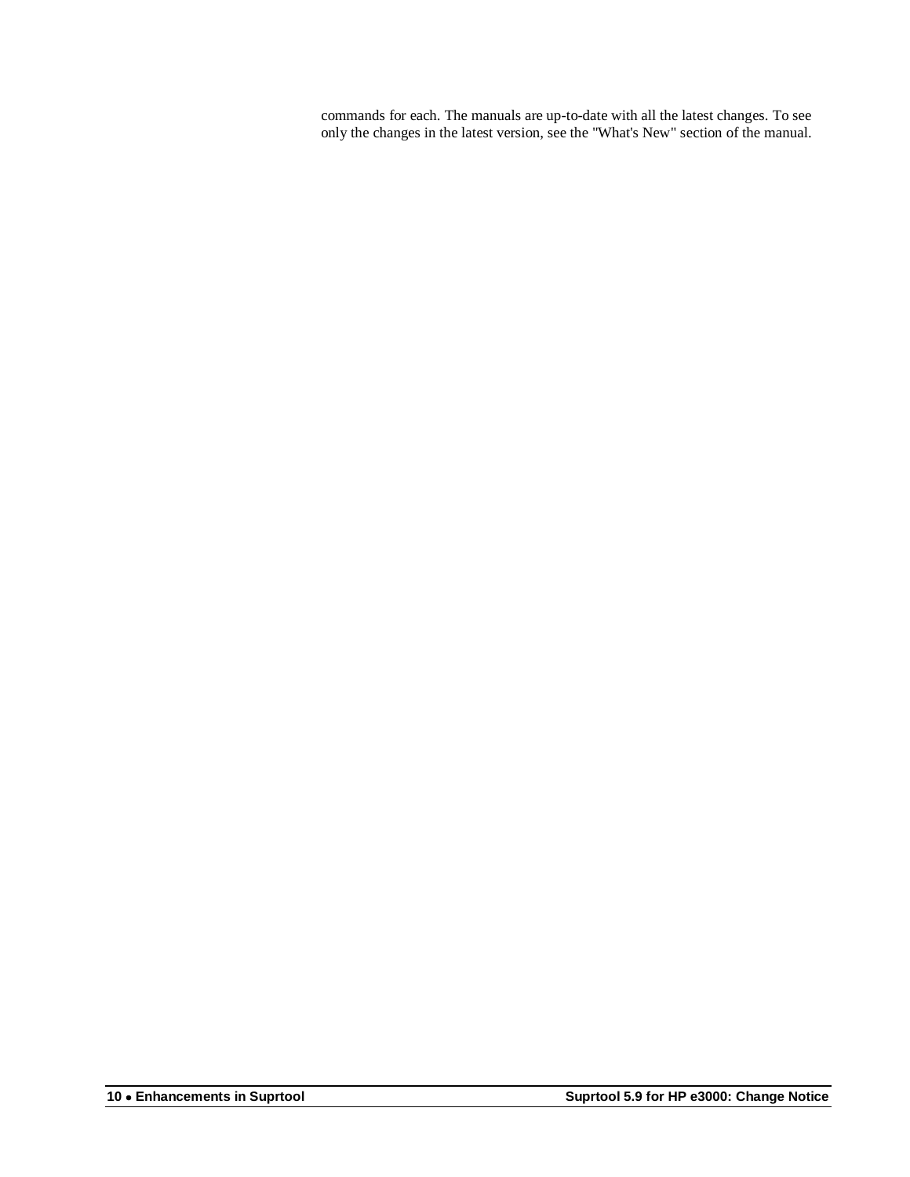commands for each. The manuals are up-to-date with all the latest changes. To see only the changes in the latest version, see the "What's New" section of the manual.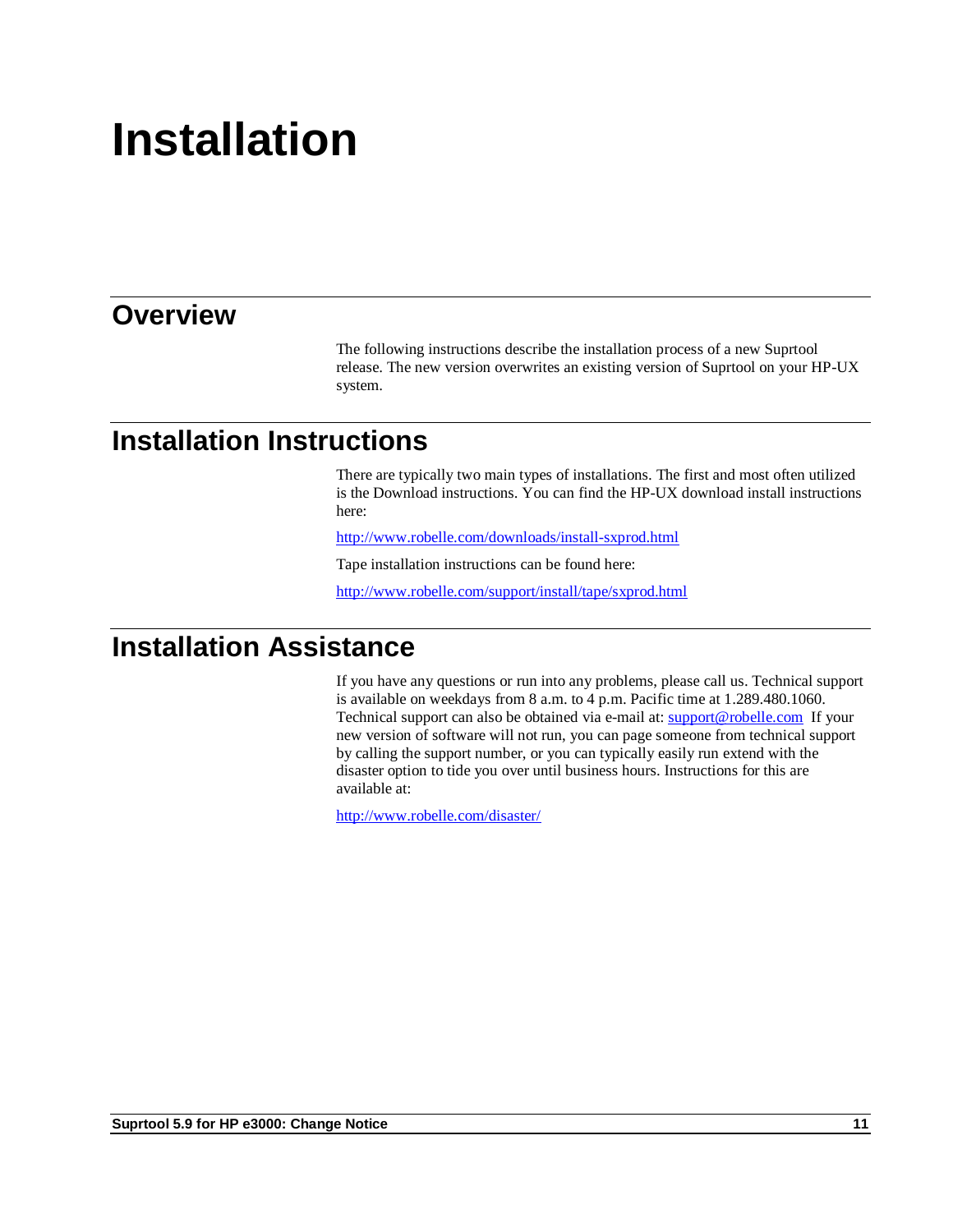# Installation

## Overview

The following instructions describe the installation process of a new Suprtool release. The new version overwrites an existing version of Suprtool on your HP-UX system.

## Installation Instructions

There are typically two main types of installations. The first and most often utilized is the Download instructions. You can find the HP-UX download install instructions here:

http://www.robelle.com/downloads/install-sxprod.html

Tape installation instructions can be found here:

http://www.robelle.com/support/install/tape/sxprod.html

## Installation Assistance

If you have any questions or run into any problems, please call us. Technical support is available on weekdays from 8 a.m. to 4 p.m. Pacific time at 1.289.480.1060. Technical support can also be obtained via e-mail at: support@robelle.com If your new version of software will not run, you can page someone from technical support by calling the support number, or you can typically easily run extend with the disaster option to tide you over until business hours. Instructions for this are available at:

http://www.robelle.com/disaster/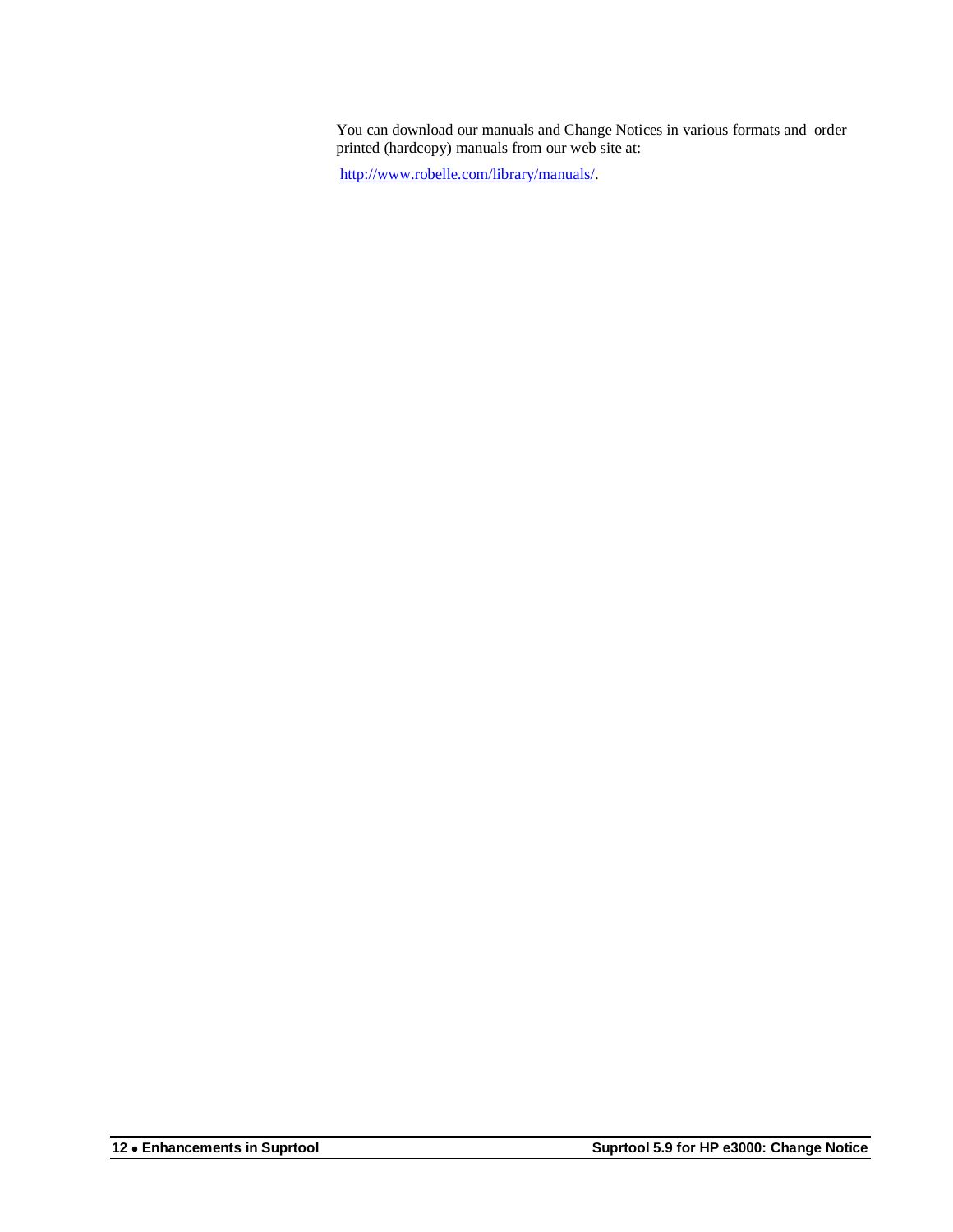You can download our manuals and Change Notices in various formats and order printed (hardcopy) manuals from our web site at:

http://www.robelle.com/library/manuals/.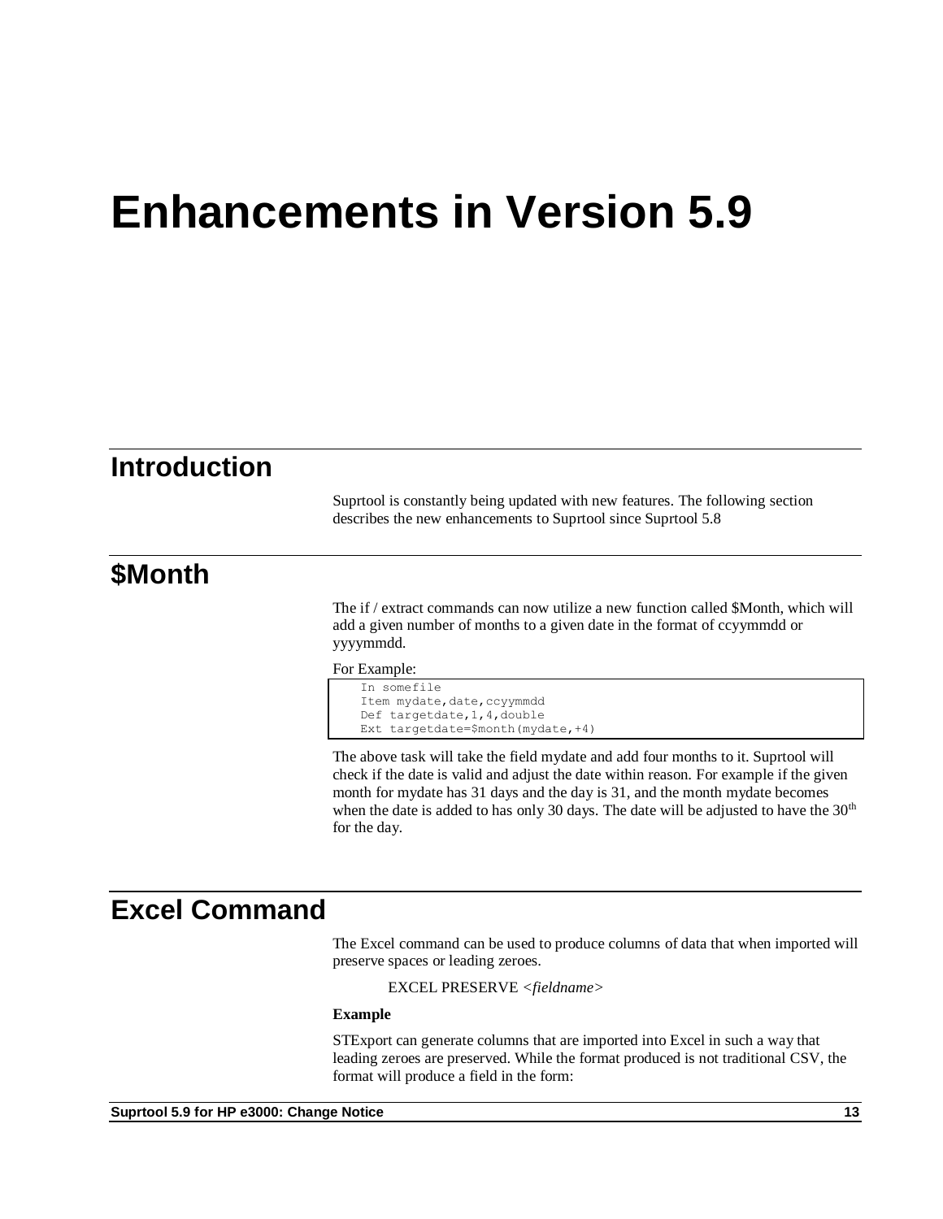# Enhancements in Version 5.9

## Introduction

Suprtool is constantly being updated with new features. The following section describes the new enhancements to Suprtool since Suprtool 5.8

## $Month

The if / extract commands can now utilize a new function called $Month, which will add a given number of months to a given date in the format of ccyymmdd or yyyymmdd.

For Example:

```
In somefile
Item mydate,date,ccyymmdd
Def targetdate,1,4,double
Ext targetdate=$month(mydate,+4)
```

The above task will take the field mydate and add four months to it. Suprtool will check if the date is valid and adjust the date within reason. For example if the given month for mydate has 31 days and the day is 31, and the month mydate becomes when the date is added to has only 30 days. The date will be adjusted to have the 30th for the day.

## Excel Command

The Excel command can be used to produce columns of data that when imported will preserve spaces or leading zeroes.

EXCEL PRESERVE <*fieldname*>

**Example**

STExport can generate columns that are imported into Excel in such a way that leading zeroes are preserved. While the format produced is not traditional CSV, the format will produce a field in the form: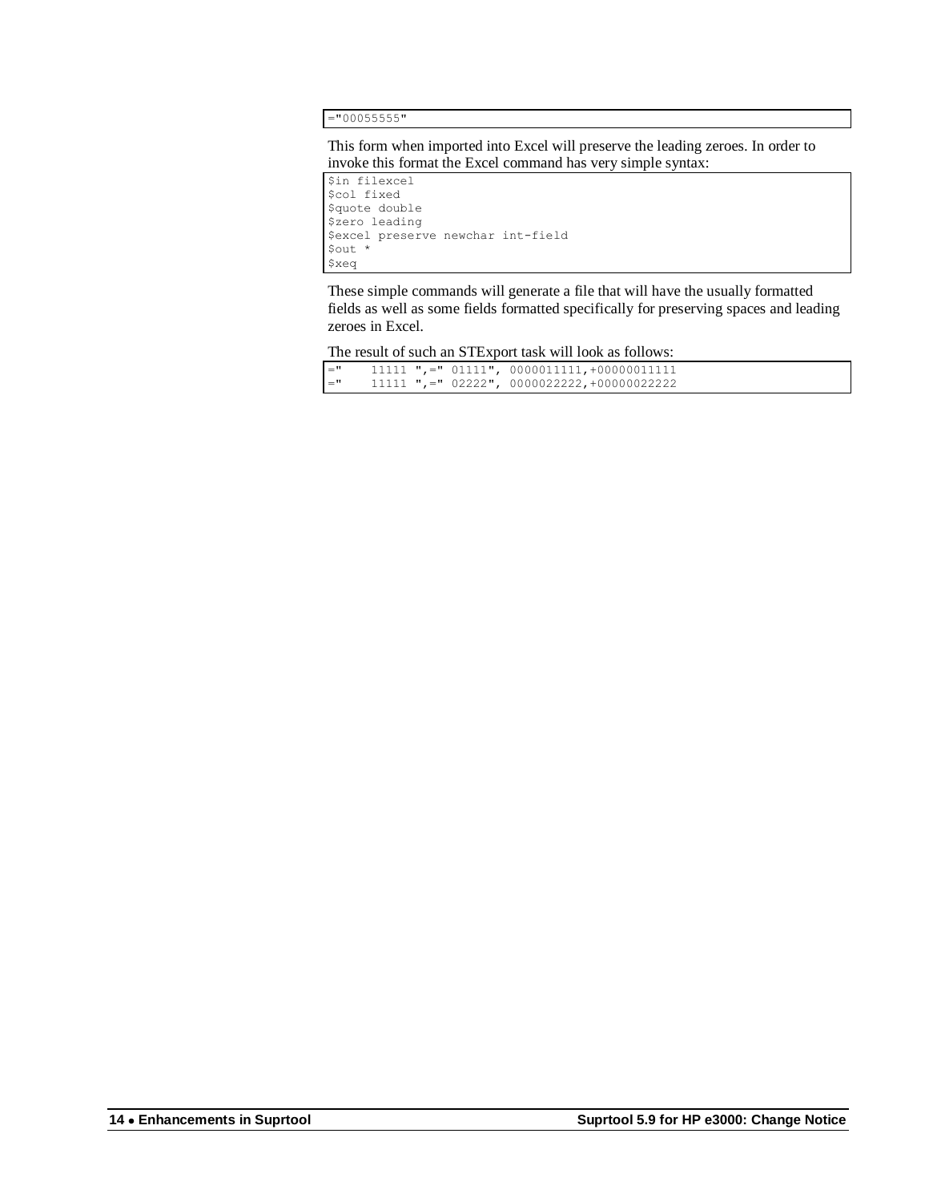```
="00055555"
```

This form when imported into Excel will preserve the leading zeroes. In order to invoke this format the Excel command has very simple syntax:

```
$in filexcel
$col fixed
$quote double
$zero leading
$excel preserve newchar int-field
$out *
$xeq
```

These simple commands will generate a file that will have the usually formatted fields as well as some fields formatted specifically for preserving spaces and leading zeroes in Excel.

The result of such an STExport task will look as follows:

```
="    11111 ",=" 01111", 0000011111,+00000011111
="    11111 ",=" 02222", 0000022222,+00000022222
```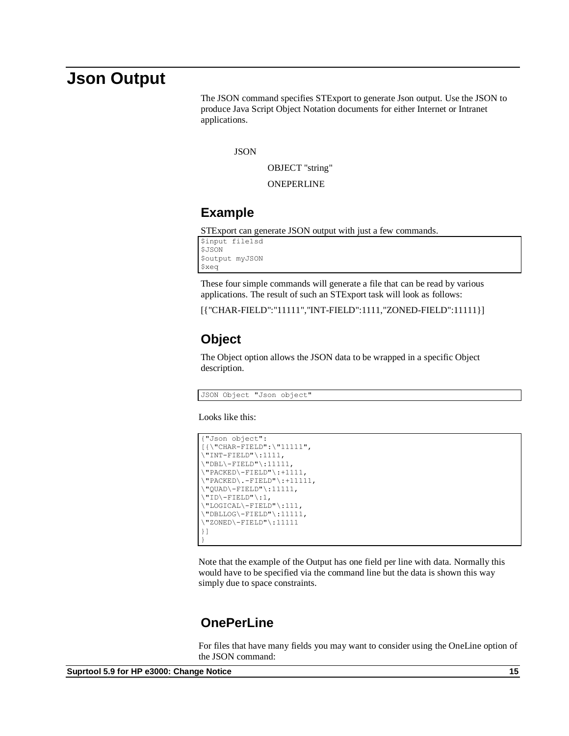# Json Output

The JSON command specifies STExport to generate Json output. Use the JSON to produce Java Script Object Notation documents for either Internet or Intranet applications.

JSON

OBJECT "string"

ONEPERLINE

## Example

STExport can generate JSON output with just a few commands.

```
$input file1sd
$JSON
$output myJSON
$xeq
```

These four simple commands will generate a file that can be read by various applications. The result of such an STExport task will look as follows:

[{"CHAR-FIELD":"11111","INT-FIELD":1111,"ZONED-FIELD":11111}]

## Object

The Object option allows the JSON data to be wrapped in a specific Object description.

```
JSON Object "Json object"
```

Looks like this:

```
{"Json object":
[{\"CHAR-FIELD":\"11111",
\"INT-FIELD"\:1111,
\"DBL\-FIELD"\:11111,
\"PACKED\-FIELD"\:+1111,
\"PACKED\.-FIELD"\:+11111,
\"QUAD\-FIELD"\:11111,
\"ID\-FIELD"\:1,
\"LOGICAL\-FIELD"\:111,
\"DBLLOG\-FIELD"\:11111,
\"ZONED\-FIELD"\:11111
}]
}
```

Note that the example of the Output has one field per line with data. Normally this would have to be specified via the command line but the data is shown this way simply due to space constraints.

## OnePerLine

For files that have many fields you may want to consider using the OneLine option of the JSON command: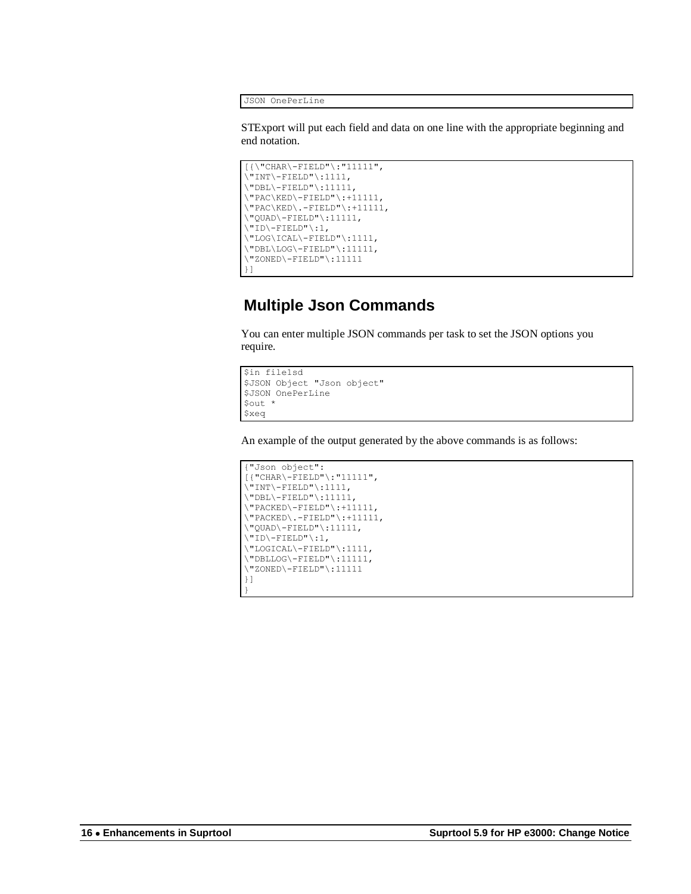```
JSON OnePerLine
```

STExport will put each field and data on one line with the appropriate beginning and end notation.

```
[{\"CHAR\-FIELD"\:"11111",
\"INT\-FIELD"\:1111,
\"DBL\-FIELD"\:11111,
\"PAC\KED\-FIELD"\:+11111,
\"PAC\KED\.-FIELD"\:+11111,
\"QUAD\-FIELD"\:11111,
\"ID\-FIELD"\:1,
\"LOG\ICAL\-FIELD"\:1111,
\"DBL\LOG\-FIELD"\:11111,
\"ZONED\-FIELD"\:11111
}]
```

## Multiple Json Commands

You can enter multiple JSON commands per task to set the JSON options you require.

```
$in file1sd
$JSON Object "Json object"
$JSON OnePerLine
$out *
$xeq
```

An example of the output generated by the above commands is as follows:

```
{"Json object":
[{"CHAR\-FIELD"\:"11111",
\"INT\-FIELD"\:1111,
\"DBL\-FIELD"\:11111,
\"PACKED\-FIELD"\:+11111,
\"PACKED\.-FIELD"\:+11111,
\"QUAD\-FIELD"\:11111,
\"ID\-FIELD"\:1,
\"LOGICAL\-FIELD"\:1111,
\"DBLLOG\-FIELD"\:11111,
\"ZONED\-FIELD"\:11111
}]
}
```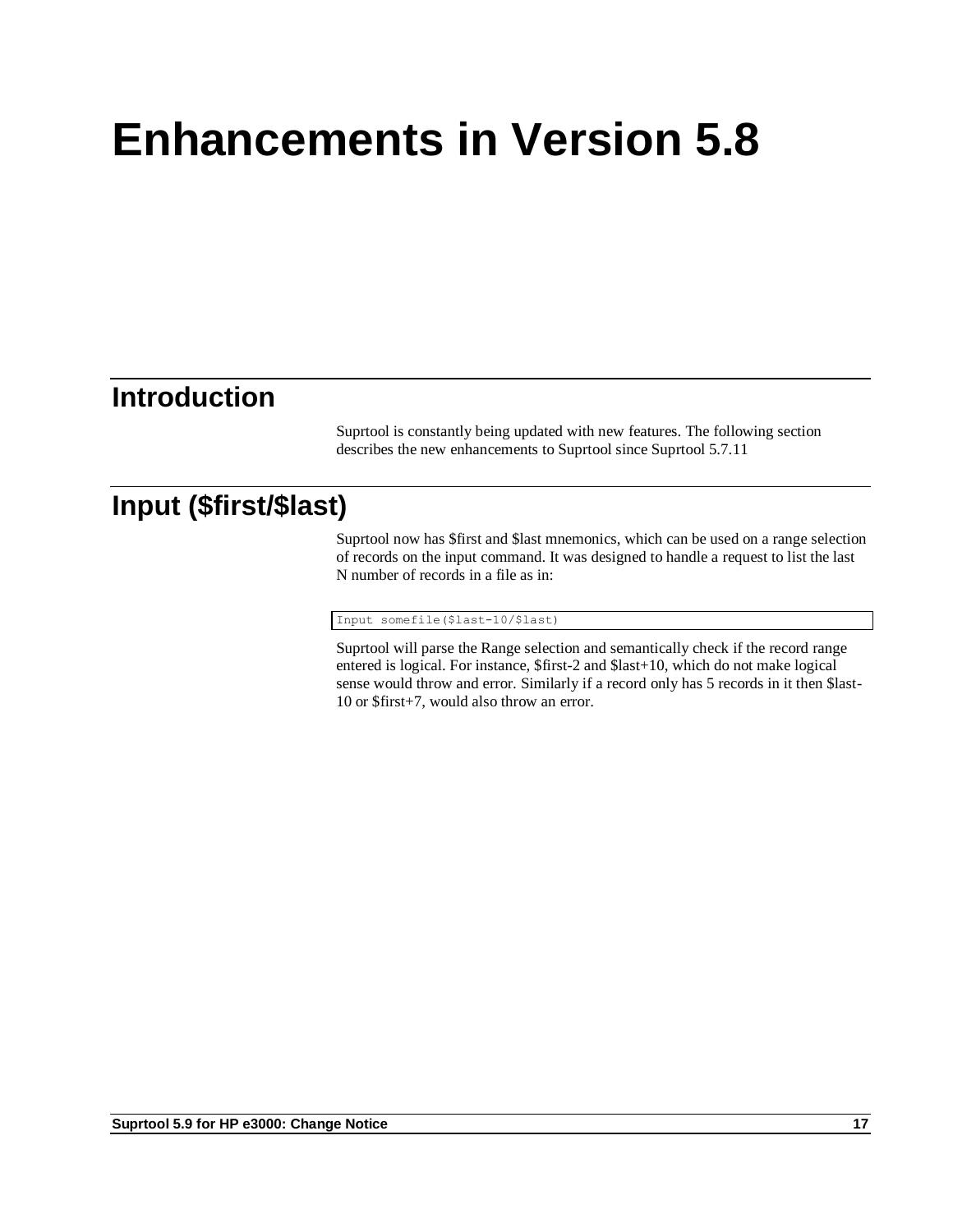# Enhancements in Version 5.8

## Introduction

Suprtool is constantly being updated with new features. The following section describes the new enhancements to Suprtool since Suprtool 5.7.11

## Input ($first/$last)

Suprtool now has $first and $last mnemonics, which can be used on a range selection of records on the input command. It was designed to handle a request to list the last N number of records in a file as in:

```
Input somefile($last-10/$last)
```

Suprtool will parse the Range selection and semantically check if the record range entered is logical. For instance, $first-2 and $last+10, which do not make logical sense would throw and error. Similarly if a record only has 5 records in it then $last-10 or $first+7, would also throw an error.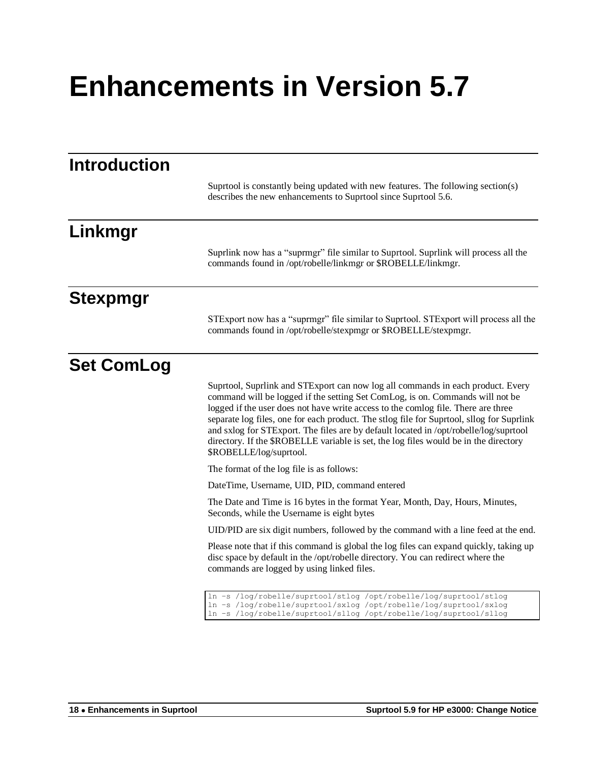# Enhancements in Version 5.7

## Introduction

Suprtool is constantly being updated with new features. The following section(s) describes the new enhancements to Suprtool since Suprtool 5.6.

## Linkmgr

Suprlink now has a "suprmgr" file similar to Suprtool. Suprlink will process all the commands found in /opt/robelle/linkmgr or $ROBELLE/linkmgr.

## Stexpmgr

STExport now has a "suprmgr" file similar to Suprtool. STExport will process all the commands found in /opt/robelle/stexpmgr or $ROBELLE/stexpmgr.

## Set ComLog

Suprtool, Suprlink and STExport can now log all commands in each product. Every command will be logged if the setting Set ComLog, is on. Commands will not be logged if the user does not have write access to the comlog file. There are three separate log files, one for each product. The stlog file for Suprtool, sllog for Suprlink and sxlog for STExport. The files are by default located in /opt/robelle/log/suprtool directory. If the $ROBELLE variable is set, the log files would be in the directory $ROBELLE/log/suprtool.

The format of the log file is as follows:

DateTime, Username, UID, PID, command entered

The Date and Time is 16 bytes in the format Year, Month, Day, Hours, Minutes, Seconds, while the Username is eight bytes

UID/PID are six digit numbers, followed by the command with a line feed at the end.

Please note that if this command is global the log files can expand quickly, taking up disc space by default in the /opt/robelle directory. You can redirect where the commands are logged by using linked files.

```
ln –s /log/robelle/suprtool/stlog /opt/robelle/log/suprtool/stlog
ln –s /log/robelle/suprtool/sxlog /opt/robelle/log/suprtool/sxlog
ln –s /log/robelle/suprtool/sllog /opt/robelle/log/suprtool/sllog
```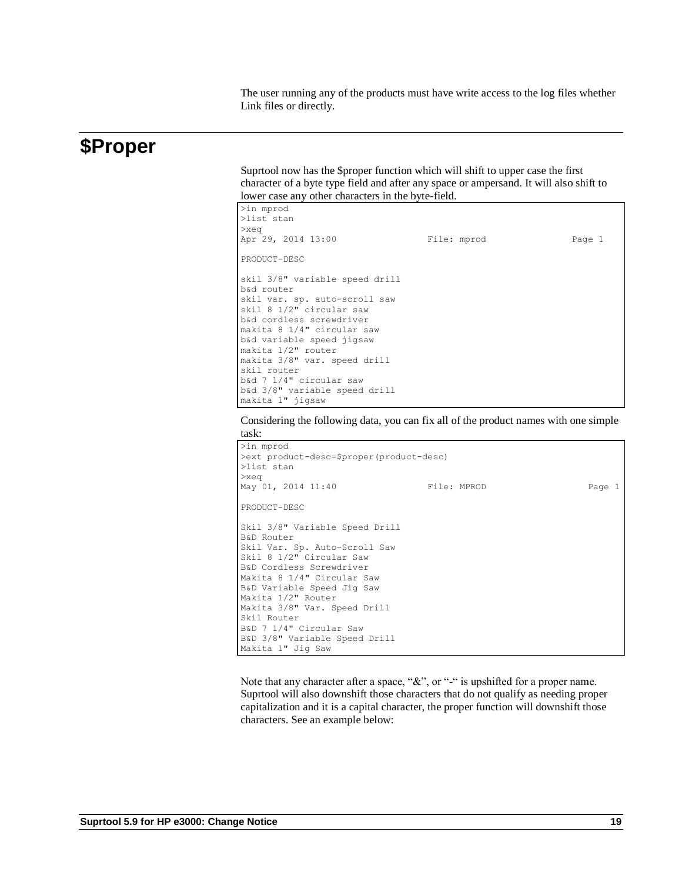The user running any of the products must have write access to the log files whether Link files or directly.

# $Proper

Suprtool now has the $proper function which will shift to upper case the first character of a byte type field and after any space or ampersand. It will also shift to lower case any other characters in the byte-field.

```
>in mprod
>list stan
>xeq
Apr 29, 2014 13:00                 File: mprod                Page 1

PRODUCT-DESC

skil 3/8" variable speed drill
b&d router
skil var. sp. auto-scroll saw
skil 8 1/2" circular saw
b&d cordless screwdriver
makita 8 1/4" circular saw
b&d variable speed jigsaw
makita 1/2" router
makita 3/8" var. speed drill
skil router
b&d 7 1/4" circular saw
b&d 3/8" variable speed drill
makita 1" jigsaw
```

Considering the following data, you can fix all of the product names with one simple task:

```
>in mprod
>ext product-desc=$proper(product-desc)
>list stan
>xeq
May 01, 2014 11:40                 File: MPROD                   Page 1

PRODUCT-DESC

Skil 3/8" Variable Speed Drill
B&D Router
Skil Var. Sp. Auto-Scroll Saw
Skil 8 1/2" Circular Saw
B&D Cordless Screwdriver
Makita 8 1/4" Circular Saw
B&D Variable Speed Jig Saw
Makita 1/2" Router
Makita 3/8" Var. Speed Drill
Skil Router
B&D 7 1/4" Circular Saw
B&D 3/8" Variable Speed Drill
Makita 1" Jig Saw
```

Note that any character after a space, "&", or "-" is upshifted for a proper name. Suprtool will also downshift those characters that do not qualify as needing proper capitalization and it is a capital character, the proper function will downshift those characters. See an example below: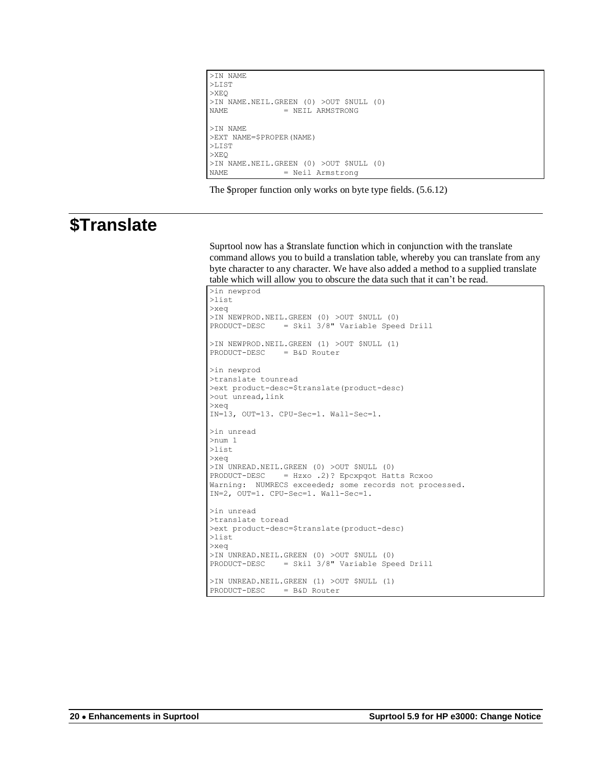```
>IN NAME
>LIST
>XEQ
>IN NAME.NEIL.GREEN (0) >OUT $NULL (0)
NAME            = NEIL ARMSTRONG

>IN NAME
>EXT NAME=$PROPER(NAME)
>LIST
>XEQ
>IN NAME.NEIL.GREEN (0) >OUT $NULL (0)
NAME            = Neil Armstrong
```

The $proper function only works on byte type fields. (5.6.12)

# $Translate

Suprtool now has a $translate function which in conjunction with the translate command allows you to build a translation table, whereby you can translate from any byte character to any character. We have also added a method to a supplied translate table which will allow you to obscure the data such that it can't be read.

```
>in newprod
>list
>xeq
>IN NEWPROD.NEIL.GREEN (0) >OUT $NULL (0)
PRODUCT-DESC    = Skil 3/8" Variable Speed Drill

>IN NEWPROD.NEIL.GREEN (1) >OUT $NULL (1)
PRODUCT-DESC    = B&D Router

>in newprod
>translate tounread
>ext product-desc=$translate(product-desc)
>out unread,link
>xeq
IN=13, OUT=13. CPU-Sec=1. Wall-Sec=1.

>in unread
>num 1
>list
>xeq
>IN UNREAD.NEIL.GREEN (0) >OUT $NULL (0)
PRODUCT-DESC    = Hzxo .2)? Epcxpqot Hatts Rcxoo
Warning:  NUMRECS exceeded; some records not processed.
IN=2, OUT=1. CPU-Sec=1. Wall-Sec=1.

>in unread
>translate toread
>ext product-desc=$translate(product-desc)
>list
>xeq
>IN UNREAD.NEIL.GREEN (0) >OUT $NULL (0)
PRODUCT-DESC    = Skil 3/8" Variable Speed Drill

>IN UNREAD.NEIL.GREEN (1) >OUT $NULL (1)
PRODUCT-DESC    = B&D Router
```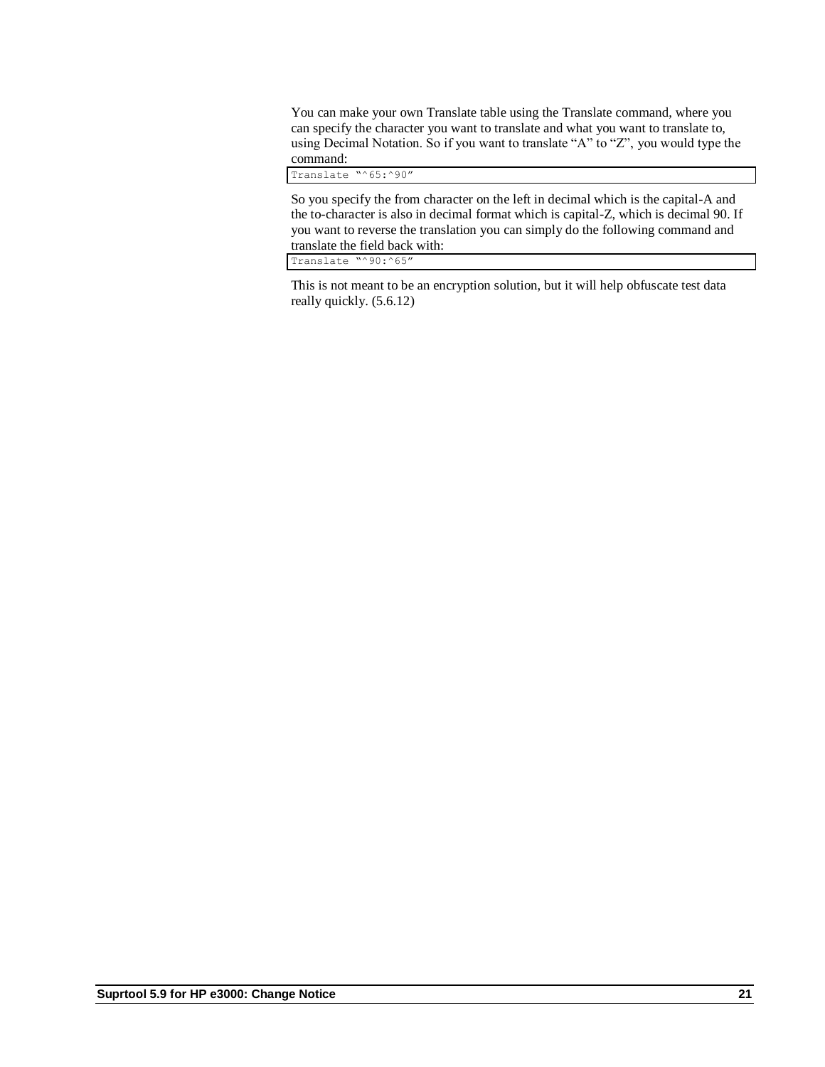You can make your own Translate table using the Translate command, where you can specify the character you want to translate and what you want to translate to, using Decimal Notation. So if you want to translate "A" to "Z", you would type the command:

```
Translate "^65:^90"
```

So you specify the from character on the left in decimal which is the capital-A and the to-character is also in decimal format which is capital-Z, which is decimal 90. If you want to reverse the translation you can simply do the following command and translate the field back with:

```
Translate "^90:^65"
```

This is not meant to be an encryption solution, but it will help obfuscate test data really quickly. (5.6.12)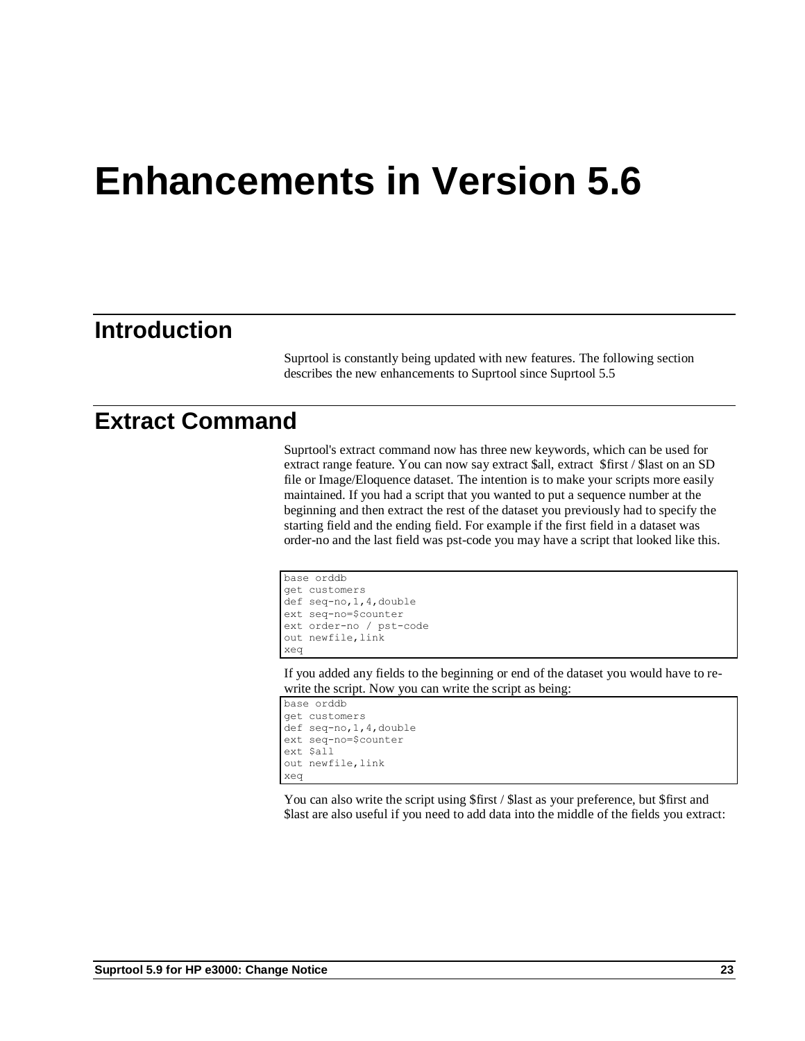# Enhancements in Version 5.6

## Introduction

Suprtool is constantly being updated with new features. The following section describes the new enhancements to Suprtool since Suprtool 5.5

## Extract Command

Suprtool's extract command now has three new keywords, which can be used for extract range feature. You can now say extract $all, extract $first / $last on an SD file or Image/Eloquence dataset. The intention is to make your scripts more easily maintained. If you had a script that you wanted to put a sequence number at the beginning and then extract the rest of the dataset you previously had to specify the starting field and the ending field. For example if the first field in a dataset was order-no and the last field was pst-code you may have a script that looked like this.

```
base orddb
get customers
def seq-no,1,4,double
ext seq-no=$counter
ext order-no / pst-code
out newfile,link
xeq
```

If you added any fields to the beginning or end of the dataset you would have to re-write the script. Now you can write the script as being:

```
base orddb
get customers
def seq-no,1,4,double
ext seq-no=$counter
ext $all
out newfile,link
xeq
```

You can also write the script using $first / $last as your preference, but $first and $last are also useful if you need to add data into the middle of the fields you extract: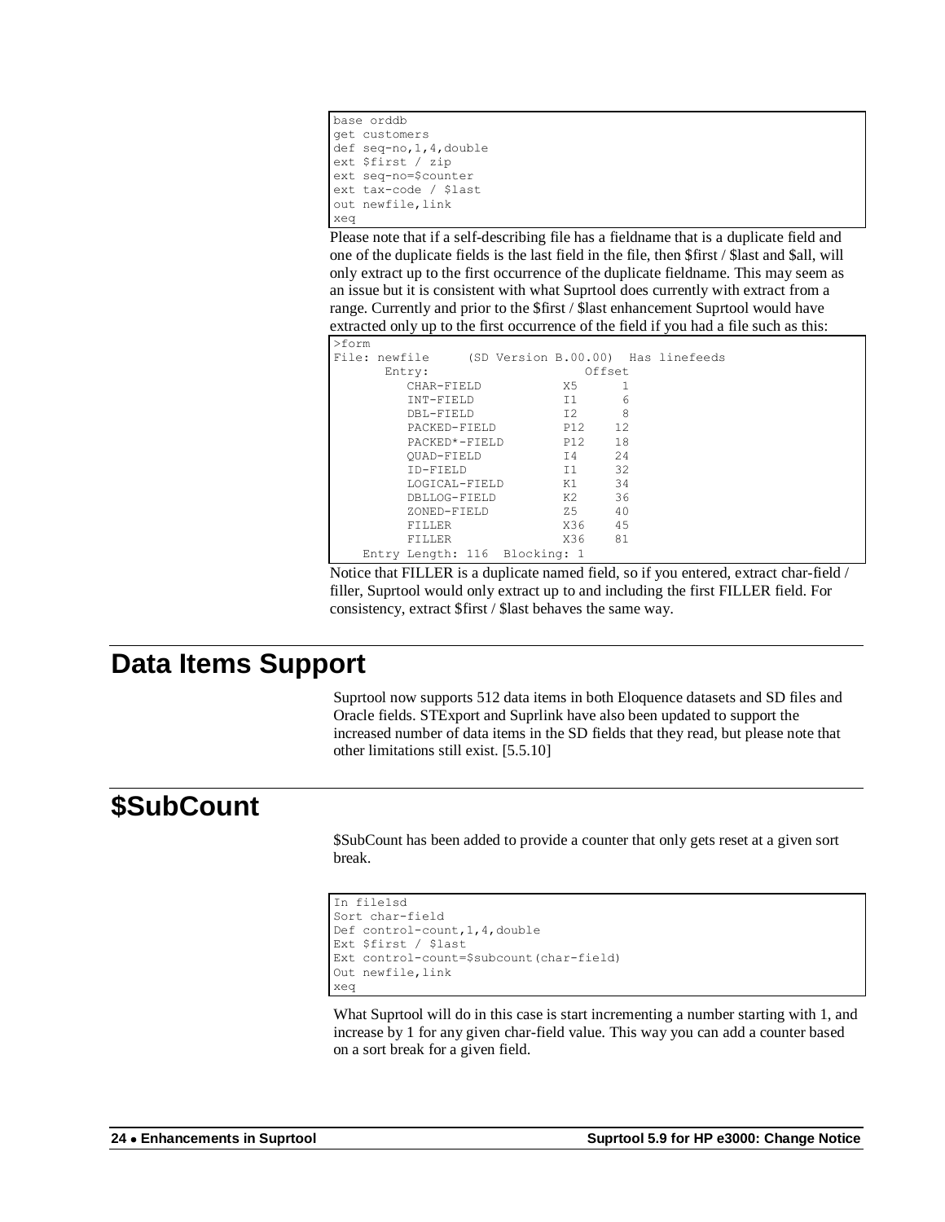```
base orddb
get customers
def seq-no,1,4,double
ext $first / zip
ext seq-no=$counter
ext tax-code / $last
out newfile,link
xeq
```

Please note that if a self-describing file has a fieldname that is a duplicate field and one of the duplicate fields is the last field in the file, then $first / $last and $all, will only extract up to the first occurrence of the duplicate fieldname. This may seem as an issue but it is consistent with what Suprtool does currently with extract from a range. Currently and prior to the $first / $last enhancement Suprtool would have extracted only up to the first occurrence of the field if you had a file such as this:

```
>form
File: newfile     (SD Version B.00.00)  Has linefeeds
      Entry:                     Offset
         CHAR-FIELD           X5      1
         INT-FIELD            I1      6
         DBL-FIELD            I2      8
         PACKED-FIELD         P12    12
         PACKED*-FIELD        P12    18
         QUAD-FIELD           I4     24
         ID-FIELD             I1     32
         LOGICAL-FIELD        K1     34
         DBLLOG-FIELD         K2     36
         ZONED-FIELD          Z5     40
         FILLER               X36    45
         FILLER               X36    81
    Entry Length: 116  Blocking: 1
```

Notice that FILLER is a duplicate named field, so if you entered, extract char-field / filler, Suprtool would only extract up to and including the first FILLER field. For consistency, extract $first / $last behaves the same way.

# Data Items Support

Suprtool now supports 512 data items in both Eloquence datasets and SD files and Oracle fields. STExport and Suprlink have also been updated to support the increased number of data items in the SD fields that they read, but please note that other limitations still exist. [5.5.10]

# $SubCount

$SubCount has been added to provide a counter that only gets reset at a given sort break.

```
In file1sd
Sort char-field
Def control-count,1,4,double
Ext $first / $last
Ext control-count=$subcount(char-field)
Out newfile,link
xeq
```

What Suprtool will do in this case is start incrementing a number starting with 1, and increase by 1 for any given char-field value. This way you can add a counter based on a sort break for a given field.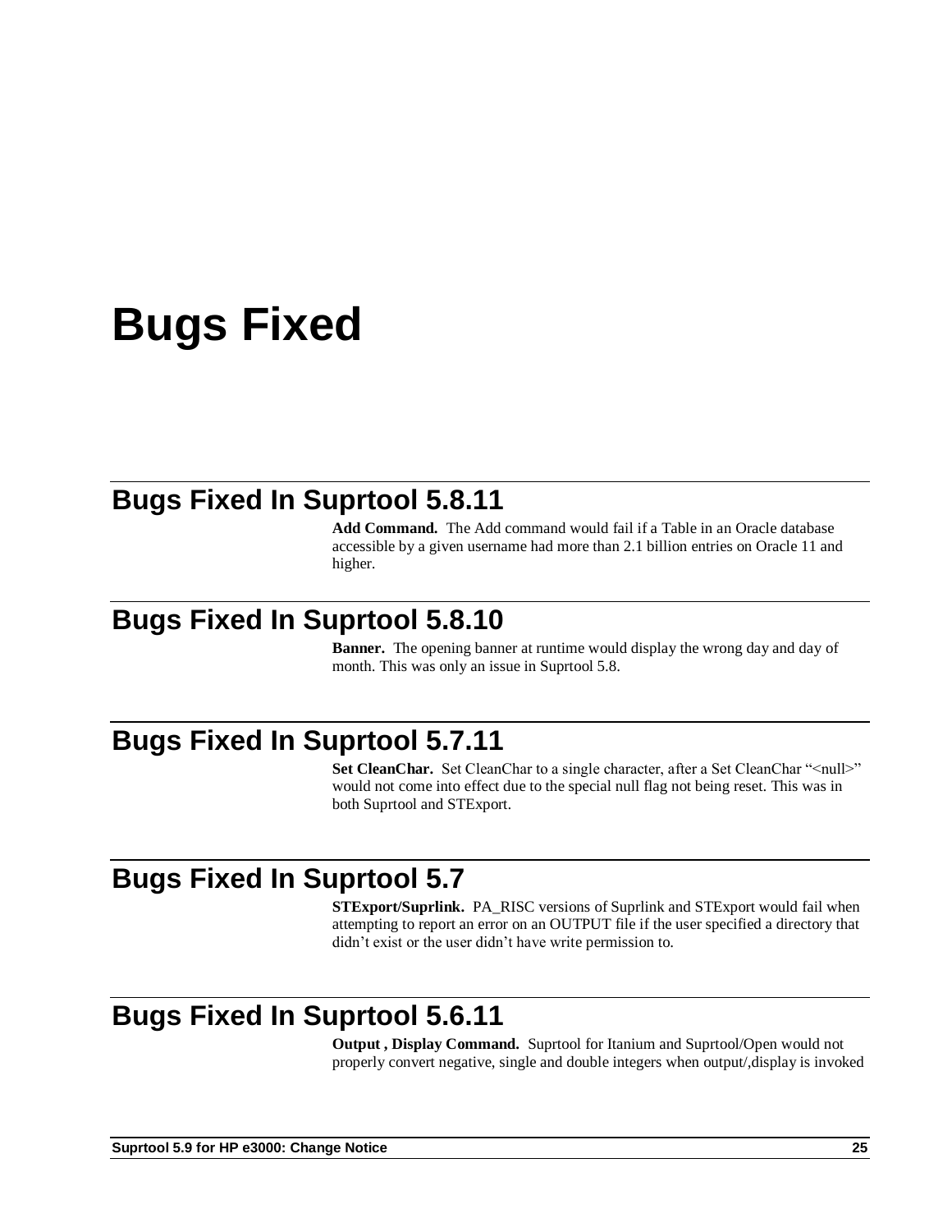# Bugs Fixed

## Bugs Fixed In Suprtool 5.8.11

**Add Command.** The Add command would fail if a Table in an Oracle database accessible by a given username had more than 2.1 billion entries on Oracle 11 and higher.

## Bugs Fixed In Suprtool 5.8.10

**Banner.** The opening banner at runtime would display the wrong day and day of month. This was only an issue in Suprtool 5.8.

## Bugs Fixed In Suprtool 5.7.11

**Set CleanChar.** Set CleanChar to a single character, after a Set CleanChar "<null>" would not come into effect due to the special null flag not being reset. This was in both Suprtool and STExport.

## Bugs Fixed In Suprtool 5.7

**STExport/Suprlink.** PA_RISC versions of Suprlink and STExport would fail when attempting to report an error on an OUTPUT file if the user specified a directory that didn't exist or the user didn't have write permission to.

## Bugs Fixed In Suprtool 5.6.11

**Output , Display Command.** Suprtool for Itanium and Suprtool/Open would not properly convert negative, single and double integers when output/,display is invoked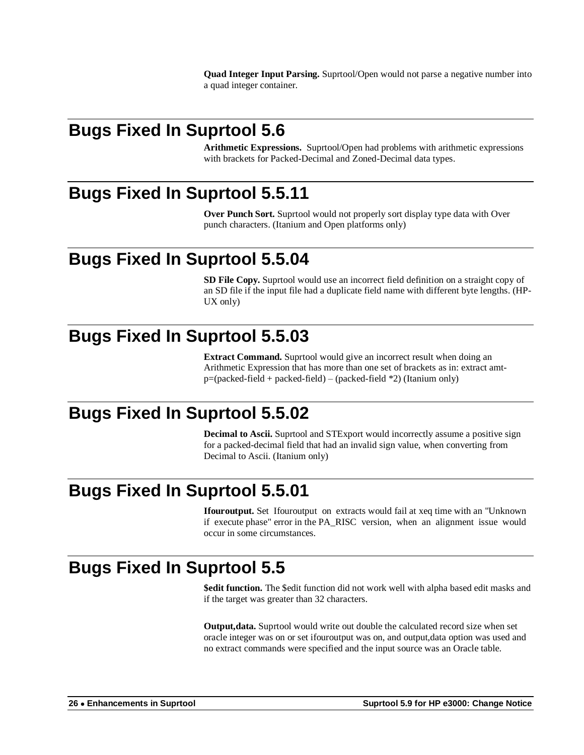**Quad Integer Input Parsing.** Suprtool/Open would not parse a negative number into a quad integer container.

## Bugs Fixed In Suprtool 5.6

**Arithmetic Expressions.** Suprtool/Open had problems with arithmetic expressions with brackets for Packed-Decimal and Zoned-Decimal data types.

## Bugs Fixed In Suprtool 5.5.11

**Over Punch Sort.** Suprtool would not properly sort display type data with Over punch characters. (Itanium and Open platforms only)

## Bugs Fixed In Suprtool 5.5.04

**SD File Copy.** Suprtool would use an incorrect field definition on a straight copy of an SD file if the input file had a duplicate field name with different byte lengths. (HP-UX only)

## Bugs Fixed In Suprtool 5.5.03

**Extract Command.** Suprtool would give an incorrect result when doing an Arithmetic Expression that has more than one set of brackets as in: extract amt-p=(packed-field + packed-field) – (packed-field *2) (Itanium only)

## Bugs Fixed In Suprtool 5.5.02

**Decimal to Ascii.** Suprtool and STExport would incorrectly assume a positive sign for a packed-decimal field that had an invalid sign value, when converting from Decimal to Ascii. (Itanium only)

## Bugs Fixed In Suprtool 5.5.01

**Ifouroutput.** Set Ifouroutput on extracts would fail at xeq time with an "Unknown if execute phase" error in the PA_RISC version, when an alignment issue would occur in some circumstances.

## Bugs Fixed In Suprtool 5.5

**$edit function.** The $edit function did not work well with alpha based edit masks and if the target was greater than 32 characters.

**Output,data.** Suprtool would write out double the calculated record size when set oracle integer was on or set ifouroutput was on, and output,data option was used and no extract commands were specified and the input source was an Oracle table.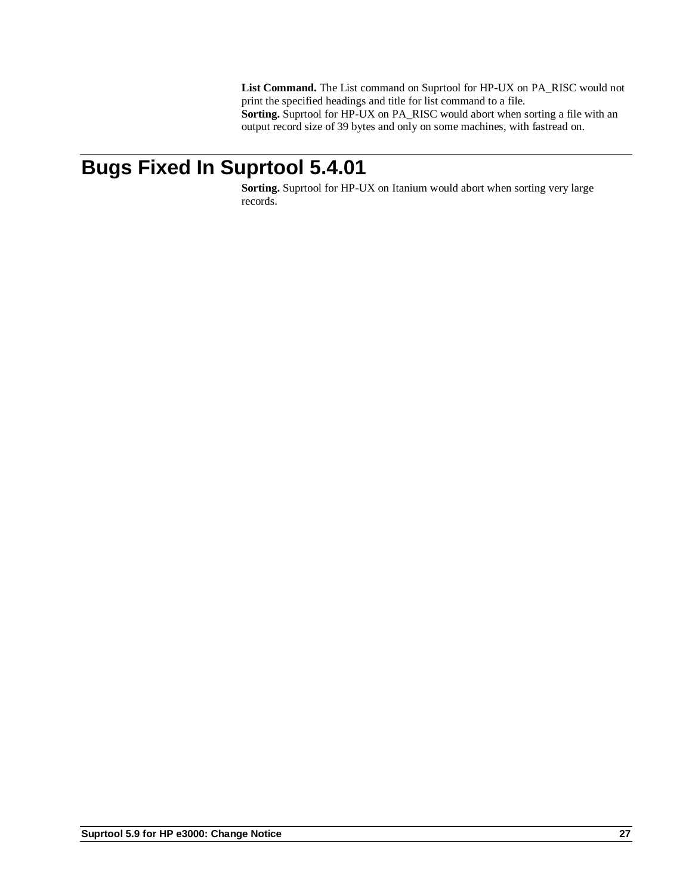**List Command.** The List command on Suprtool for HP-UX on PA_RISC would not print the specified headings and title for list command to a file.
**Sorting.** Suprtool for HP-UX on PA_RISC would abort when sorting a file with an output record size of 39 bytes and only on some machines, with fastread on.

# Bugs Fixed In Suprtool 5.4.01

**Sorting.** Suprtool for HP-UX on Itanium would abort when sorting very large records.